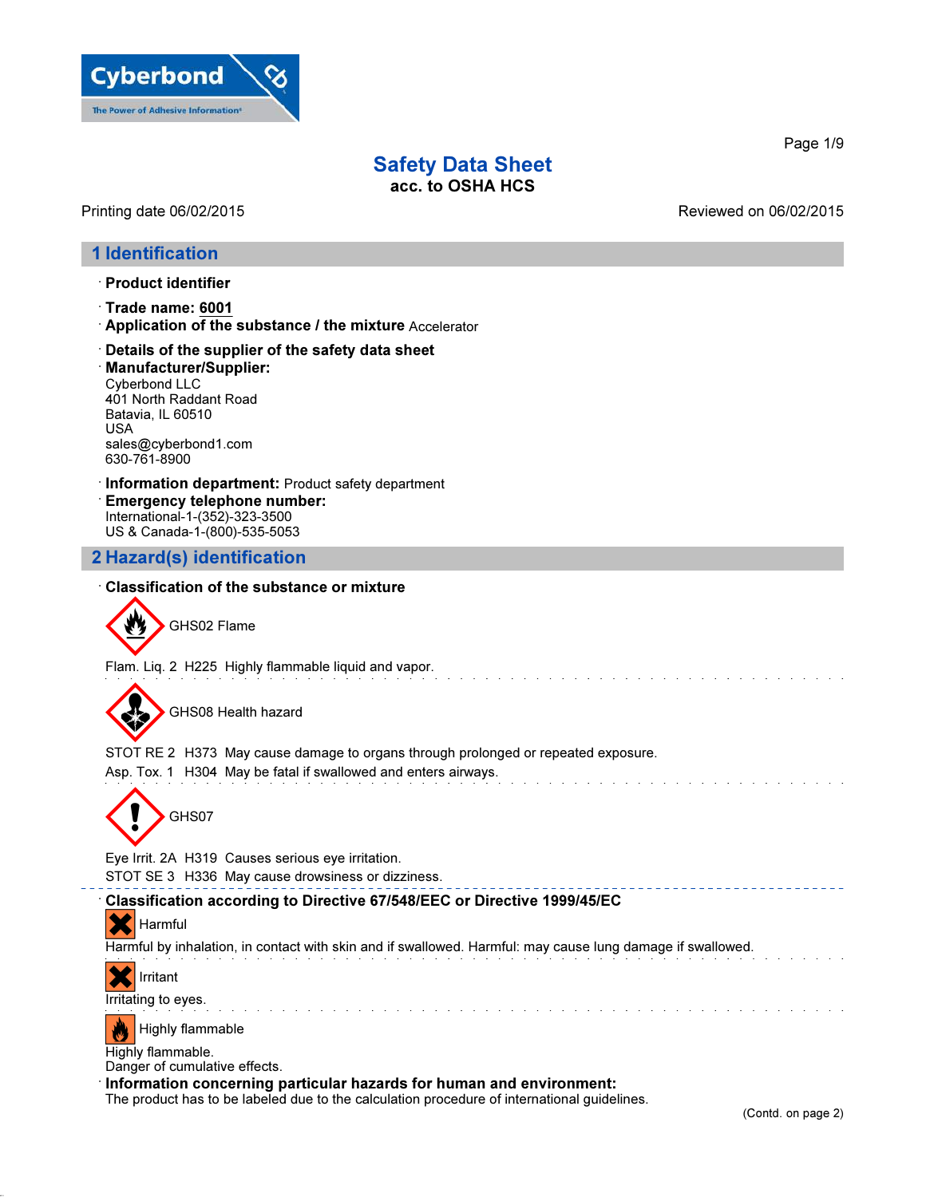Cyberbond
The Power of Adhesive Information

# Safety Data Sheet
**acc. to OSHA HCS**

Printing date 06/02/2015 Reviewed on 06/02/2015

## 1 Identification

· **Product identifier**

· **Trade name: 6001**

· **Application of the substance / the mixture** Accelerator

· **Details of the supplier of the safety data sheet**

· **Manufacturer/Supplier:**
Cyberbond LLC
401 North Raddant Road
Batavia, IL 60510
USA
sales@cyberbond1.com
630-761-8900

· **Information department:** Product safety department

· **Emergency telephone number:**
International-1-(352)-323-3500
US & Canada-1-(800)-535-5053

## 2 Hazard(s) identification

· **Classification of the substance or mixture**

GHS02 Flame

Flam. Liq. 2 H225 Highly flammable liquid and vapor.

GHS08 Health hazard

STOT RE 2 H373 May cause damage to organs through prolonged or repeated exposure.
Asp. Tox. 1 H304 May be fatal if swallowed and enters airways.

GHS07

Eye Irrit. 2A H319 Causes serious eye irritation.
STOT SE 3 H336 May cause drowsiness or dizziness.

· **Classification according to Directive 67/548/EEC or Directive 1999/45/EC**

Harmful

Harmful by inhalation, in contact with skin and if swallowed. Harmful: may cause lung damage if swallowed.

Irritant

Irritating to eyes.

Highly flammable

Highly flammable.
Danger of cumulative effects.

· **Information concerning particular hazards for human and environment:**
The product has to be labeled due to the calculation procedure of international guidelines.

(Contd. on page 2)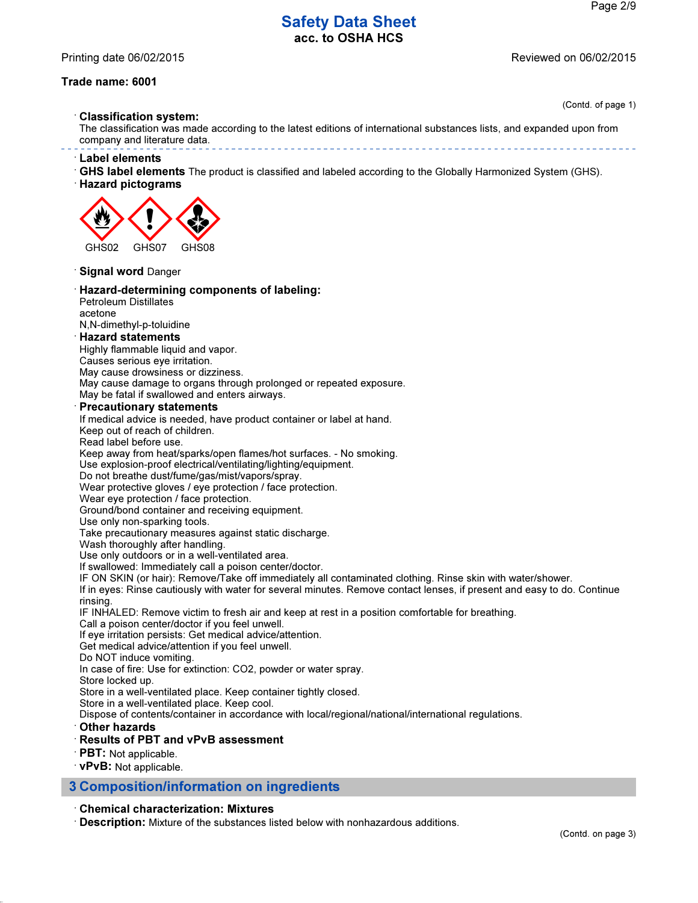# Safety Data Sheet
acc. to OSHA HCS

Printing date 06/02/2015 Reviewed on 06/02/2015

**Trade name: 6001**

(Contd. of page 1)

· **Classification system:**
The classification was made according to the latest editions of international substances lists, and expanded upon from company and literature data.

· **Label elements**
· **GHS label elements** The product is classified and labeled according to the Globally Harmonized System (GHS).
· **Hazard pictograms**

GHS02 GHS07 GHS08

· **Signal word** Danger

· **Hazard-determining components of labeling:**
Petroleum Distillates
acetone
N,N-dimethyl-p-toluidine

· **Hazard statements**
Highly flammable liquid and vapor.
Causes serious eye irritation.
May cause drowsiness or dizziness.
May cause damage to organs through prolonged or repeated exposure.
May be fatal if swallowed and enters airways.

· **Precautionary statements**
If medical advice is needed, have product container or label at hand.
Keep out of reach of children.
Read label before use.
Keep away from heat/sparks/open flames/hot surfaces. - No smoking.
Use explosion-proof electrical/ventilating/lighting/equipment.
Do not breathe dust/fume/gas/mist/vapors/spray.
Wear protective gloves / eye protection / face protection.
Wear eye protection / face protection.
Ground/bond container and receiving equipment.
Use only non-sparking tools.
Take precautionary measures against static discharge.
Wash thoroughly after handling.
Use only outdoors or in a well-ventilated area.
If swallowed: Immediately call a poison center/doctor.
IF ON SKIN (or hair): Remove/Take off immediately all contaminated clothing. Rinse skin with water/shower.
If in eyes: Rinse cautiously with water for several minutes. Remove contact lenses, if present and easy to do. Continue rinsing.
IF INHALED: Remove victim to fresh air and keep at rest in a position comfortable for breathing.
Call a poison center/doctor if you feel unwell.
If eye irritation persists: Get medical advice/attention.
Get medical advice/attention if you feel unwell.
Do NOT induce vomiting.
In case of fire: Use for extinction: $CO_2$, powder or water spray.
Store locked up.
Store in a well-ventilated place. Keep container tightly closed.
Store in a well-ventilated place. Keep cool.
Dispose of contents/container in accordance with local/regional/national/international regulations.

· **Other hazards**
· **Results of PBT and vPvB assessment**
· **PBT:** Not applicable.
· **vPvB:** Not applicable.

## 3 Composition/information on ingredients

· **Chemical characterization: Mixtures**
· **Description:** Mixture of the substances listed below with nonhazardous additions.

(Contd. on page 3)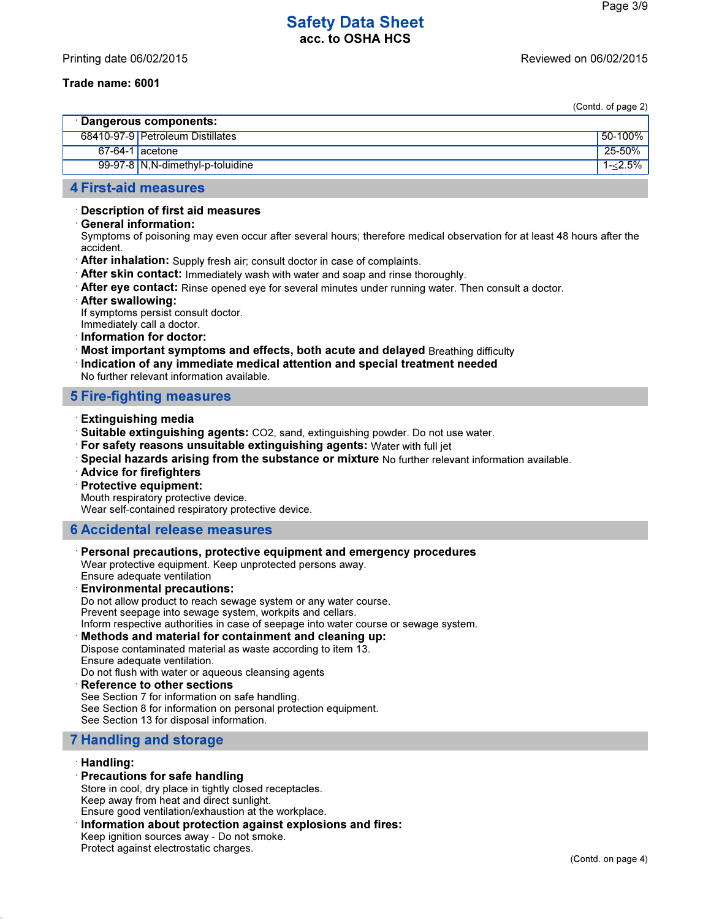# Safety Data Sheet
**acc. to OSHA HCS**

Printing date 06/02/2015 | Reviewed on 06/02/2015

**Trade name: 6001**

(Contd. of page 2)

| · Dangerous components: | | |
|---|---|---|
| 68410-97-9 | Petroleum Distillates | 50-100% |
| 67-64-1 | acetone | 25-50% |
| 99-97-8 | N,N-dimethyl-p-toluidine | 1-≤2.5% |

## 4 First-aid measures

· **Description of first aid measures**
· **General information:**
Symptoms of poisoning may even occur after several hours; therefore medical observation for at least 48 hours after the accident.
· **After inhalation:** Supply fresh air; consult doctor in case of complaints.
· **After skin contact:** Immediately wash with water and soap and rinse thoroughly.
· **After eye contact:** Rinse opened eye for several minutes under running water. Then consult a doctor.
· **After swallowing:**
If symptoms persist consult doctor.
Immediately call a doctor.
· **Information for doctor:**
· **Most important symptoms and effects, both acute and delayed** Breathing difficulty
· **Indication of any immediate medical attention and special treatment needed**
No further relevant information available.

## 5 Fire-fighting measures

· **Extinguishing media**
· **Suitable extinguishing agents:** $CO_2$, sand, extinguishing powder. Do not use water.
· **For safety reasons unsuitable extinguishing agents:** Water with full jet
· **Special hazards arising from the substance or mixture** No further relevant information available.
· **Advice for firefighters**
· **Protective equipment:**
Mouth respiratory protective device.
Wear self-contained respiratory protective device.

## 6 Accidental release measures

· **Personal precautions, protective equipment and emergency procedures**
Wear protective equipment. Keep unprotected persons away.
Ensure adequate ventilation
· **Environmental precautions:**
Do not allow product to reach sewage system or any water course.
Prevent seepage into sewage system, workpits and cellars.
Inform respective authorities in case of seepage into water course or sewage system.
· **Methods and material for containment and cleaning up:**
Dispose contaminated material as waste according to item 13.
Ensure adequate ventilation.
Do not flush with water or aqueous cleansing agents
· **Reference to other sections**
See Section 7 for information on safe handling.
See Section 8 for information on personal protection equipment.
See Section 13 for disposal information.

## 7 Handling and storage

· **Handling:**
· **Precautions for safe handling**
Store in cool, dry place in tightly closed receptacles.
Keep away from heat and direct sunlight.
Ensure good ventilation/exhaustion at the workplace.
· **Information about protection against explosions and fires:**
Keep ignition sources away - Do not smoke.
Protect against electrostatic charges.

(Contd. on page 4)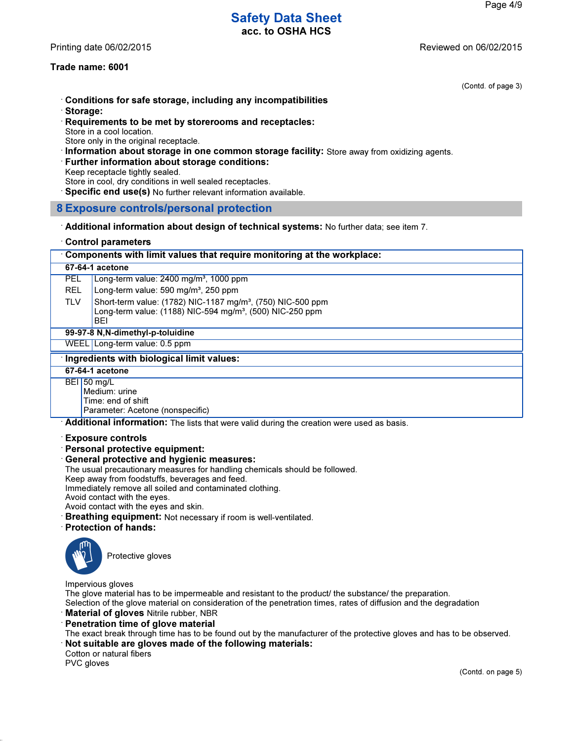(Contd. of page 3)

· **Conditions for safe storage, including any incompatibilities**
· **Storage:**
· **Requirements to be met by storerooms and receptacles:**
Store in a cool location.
Store only in the original receptacle.
· **Information about storage in one common storage facility:** Store away from oxidizing agents.
· **Further information about storage conditions:**
Keep receptacle tightly sealed.
Store in cool, dry conditions in well sealed receptacles.
· **Specific end use(s)** No further relevant information available.

## 8 Exposure controls/personal protection

· **Additional information about design of technical systems:** No further data; see item 7.

· **Control parameters**

| · **Components with limit values that require monitoring at the workplace:** | |
|---|---|
| **67-64-1 acetone** | |
| PEL | Long-term value: 2400 mg/m³, 1000 ppm |
| REL | Long-term value: 590 mg/m³, 250 ppm |
| TLV | Short-term value: (1782) NIC-1187 mg/m³, (750) NIC-500 ppm<br>Long-term value: (1188) NIC-594 mg/m³, (500) NIC-250 ppm<br>BEI |
| **99-97-8 N,N-dimethyl-p-toluidine** | |
| WEEL | Long-term value: 0.5 ppm |

| · **Ingredients with biological limit values:** | |
|---|---|
| **67-64-1 acetone** | |
| BEI | 50 mg/L<br>Medium: urine<br>Time: end of shift<br>Parameter: Acetone (nonspecific) |

· **Additional information:** The lists that were valid during the creation were used as basis.

· **Exposure controls**
· **Personal protective equipment:**
· **General protective and hygienic measures:**
The usual precautionary measures for handling chemicals should be followed.
Keep away from foodstuffs, beverages and feed.
Immediately remove all soiled and contaminated clothing.
Avoid contact with the eyes.
Avoid contact with the eyes and skin.
· **Breathing equipment:** Not necessary if room is well-ventilated.
· **Protection of hands:**

Protective gloves

Impervious gloves
The glove material has to be impermeable and resistant to the product/ the substance/ the preparation.
Selection of the glove material on consideration of the penetration times, rates of diffusion and the degradation
· **Material of gloves** Nitrile rubber, NBR
· **Penetration time of glove material**
The exact break through time has to be found out by the manufacturer of the protective gloves and has to be observed.
· **Not suitable are gloves made of the following materials:**
Cotton or natural fibers
PVC gloves

(Contd. on page 5)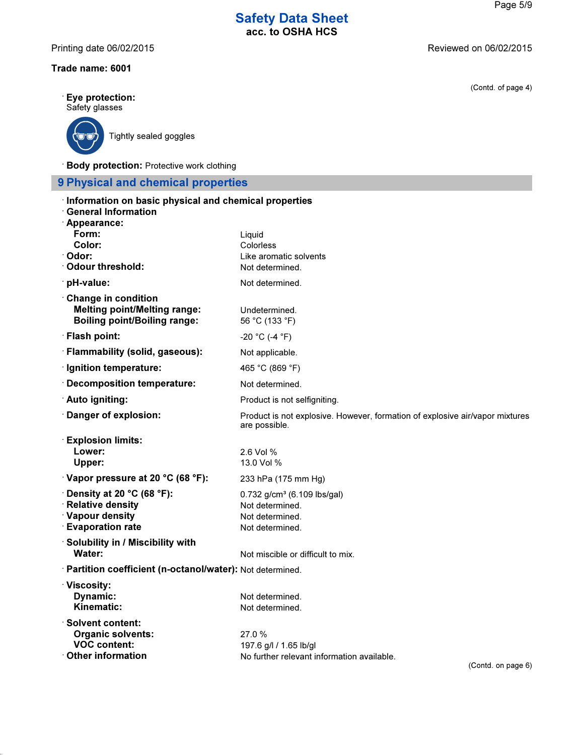# Safety Data Sheet
acc. to OSHA HCS

Printing date 06/02/2015 Reviewed on 06/02/2015

**Trade name: 6001**

(Contd. of page 4)

· **Eye protection:**
Safety glasses

Tightly sealed goggles

· **Body protection:** Protective work clothing

## 9 Physical and chemical properties

· **Information on basic physical and chemical properties**
· **General Information**

| | |
|---|---|
| · **Appearance:** | |
| **Form:** | Liquid |
| **Color:** | Colorless |
| · **Odor:** | Like aromatic solvents |
| · **Odour threshold:** | Not determined. |
| · **pH-value:** | Not determined. |
| · **Change in condition** | |
| **Melting point/Melting range:** | Undetermined. |
| **Boiling point/Boiling range:** | 56 °C (133 °F) |
| · **Flash point:** | -20 °C (-4 °F) |
| · **Flammability (solid, gaseous):** | Not applicable. |
| · **Ignition temperature:** | 465 °C (869 °F) |
| · **Decomposition temperature:** | Not determined. |
| · **Auto igniting:** | Product is not selfigniting. |
| · **Danger of explosion:** | Product is not explosive. However, formation of explosive air/vapor mixtures are possible. |
| · **Explosion limits:** | |
| **Lower:** | 2.6 Vol % |
| **Upper:** | 13.0 Vol % |
| · **Vapor pressure at 20 °C (68 °F):** | 233 hPa (175 mm Hg) |
| · **Density at 20 °C (68 °F):** | 0.732 g/cm³ (6.109 lbs/gal) |
| · **Relative density** | Not determined. |
| · **Vapour density** | Not determined. |
| · **Evaporation rate** | Not determined. |
| · **Solubility in / Miscibility with** | |
| **Water:** | Not miscible or difficult to mix. |
| · **Partition coefficient (n-octanol/water):** | Not determined. |
| · **Viscosity:** | |
| **Dynamic:** | Not determined. |
| **Kinematic:** | Not determined. |
| · **Solvent content:** | |
| **Organic solvents:** | 27.0 % |
| **VOC content:** | 197.6 g/l / 1.65 lb/gl |
| · **Other information** | No further relevant information available. |

(Contd. on page 6)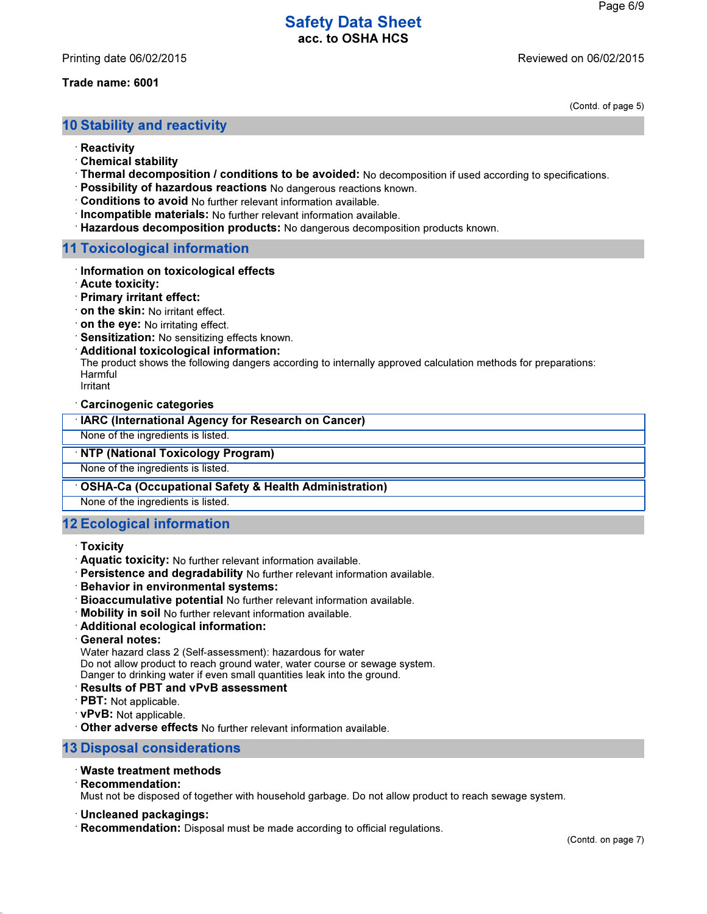Trade name: 6001

(Contd. of page 5)

## 10 Stability and reactivity

· **Reactivity**
· **Chemical stability**
· **Thermal decomposition / conditions to be avoided:** No decomposition if used according to specifications.
· **Possibility of hazardous reactions** No dangerous reactions known.
· **Conditions to avoid** No further relevant information available.
· **Incompatible materials:** No further relevant information available.
· **Hazardous decomposition products:** No dangerous decomposition products known.

## 11 Toxicological information

· **Information on toxicological effects**
· **Acute toxicity:**
· **Primary irritant effect:**
· **on the skin:** No irritant effect.
· **on the eye:** No irritating effect.
· **Sensitization:** No sensitizing effects known.
· **Additional toxicological information:**
The product shows the following dangers according to internally approved calculation methods for preparations:
Harmful
Irritant

· **Carcinogenic categories**

| · IARC (International Agency for Research on Cancer) |
|---|
| None of the ingredients is listed. |

| · NTP (National Toxicology Program) |
|---|
| None of the ingredients is listed. |

| · OSHA-Ca (Occupational Safety & Health Administration) |
|---|
| None of the ingredients is listed. |

## 12 Ecological information

· **Toxicity**
· **Aquatic toxicity:** No further relevant information available.
· **Persistence and degradability** No further relevant information available.
· **Behavior in environmental systems:**
· **Bioaccumulative potential** No further relevant information available.
· **Mobility in soil** No further relevant information available.
· **Additional ecological information:**
· **General notes:**
Water hazard class 2 (Self-assessment): hazardous for water
Do not allow product to reach ground water, water course or sewage system.
Danger to drinking water if even small quantities leak into the ground.
· **Results of PBT and vPvB assessment**
· **PBT:** Not applicable.
· **vPvB:** Not applicable.
· **Other adverse effects** No further relevant information available.

## 13 Disposal considerations

· **Waste treatment methods**
· **Recommendation:**
Must not be disposed of together with household garbage. Do not allow product to reach sewage system.

· **Uncleaned packagings:**
· **Recommendation:** Disposal must be made according to official regulations.

(Contd. on page 7)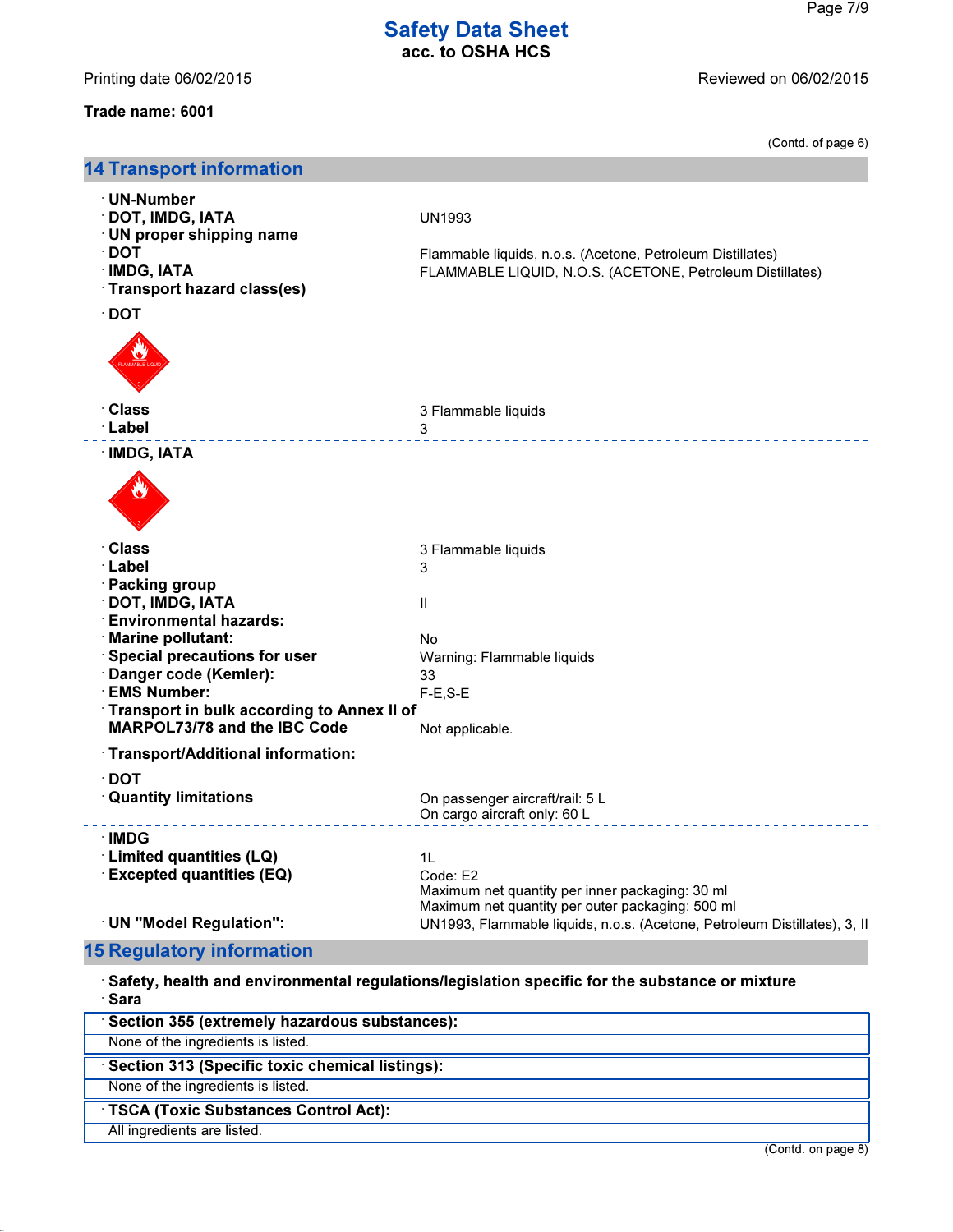Printing date 06/02/2015 Reviewed on 06/02/2015

**Trade name: 6001**

(Contd. of page 6)

## 14 Transport information

| | |
|---|---|
| · **UN-Number** | |
| · **DOT, IMDG, IATA** | UN1993 |
| · **UN proper shipping name** | |
| · **DOT** | Flammable liquids, n.o.s. (Acetone, Petroleum Distillates) |
| · **IMDG, IATA** | FLAMMABLE LIQUID, N.O.S. (ACETONE, Petroleum Distillates) |
| · **Transport hazard class(es)** | |

· **DOT**

| | |
|---|---|
| · **Class** | 3 Flammable liquids |
| · **Label** | 3 |

· **IMDG, IATA**

| | |
|---|---|
| · **Class** | 3 Flammable liquids |
| · **Label** | 3 |
| · **Packing group** | |
| · **DOT, IMDG, IATA** | II |
| · **Environmental hazards:** | |
| · **Marine pollutant:** | No |
| · **Special precautions for user** | Warning: Flammable liquids |
| · **Danger code (Kemler):** | 33 |
| · **EMS Number:** | F-E,S-E |
| · **Transport in bulk according to Annex II of MARPOL73/78 and the IBC Code** | Not applicable. |

· **Transport/Additional information:**

· **DOT**

| | |
|---|---|
| · **Quantity limitations** | On passenger aircraft/rail: 5 L<br>On cargo aircraft only: 60 L |

· **IMDG**

| | |
|---|---|
| · **Limited quantities (LQ)** | 1L |
| · **Excepted quantities (EQ)** | Code: E2<br>Maximum net quantity per inner packaging: 30 ml<br>Maximum net quantity per outer packaging: 500 ml |
| · **UN "Model Regulation":** | UN1993, Flammable liquids, n.o.s. (Acetone, Petroleum Distillates), 3, II |

## 15 Regulatory information

· **Safety, health and environmental regulations/legislation specific for the substance or mixture**

· **Sara**

· **Section 355 (extremely hazardous substances):**

None of the ingredients is listed.

· **Section 313 (Specific toxic chemical listings):**

None of the ingredients is listed.

· **TSCA (Toxic Substances Control Act):**

All ingredients are listed.

(Contd. on page 8)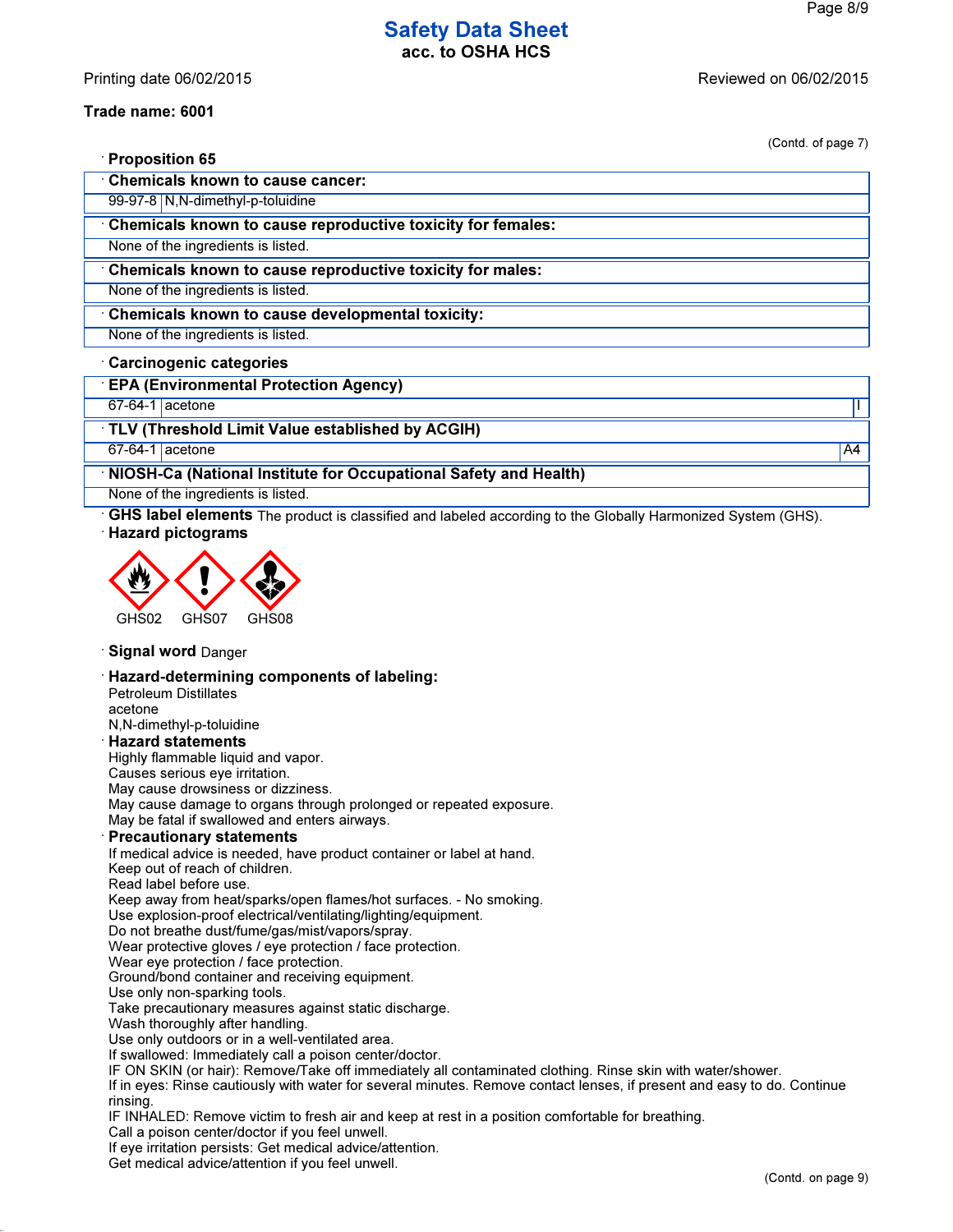# Safety Data Sheet
**acc. to OSHA HCS**

Printing date 06/02/2015 Reviewed on 06/02/2015

**Trade name: 6001**

(Contd. of page 7)

· **Proposition 65**

| · **Chemicals known to cause cancer:** | |
|---|---|
| 99-97-8 | N,N-dimethyl-p-toluidine |

| · **Chemicals known to cause reproductive toxicity for females:** |
|---|
| None of the ingredients is listed. |

| · **Chemicals known to cause reproductive toxicity for males:** |
|---|
| None of the ingredients is listed. |

| · **Chemicals known to cause developmental toxicity:** |
|---|
| None of the ingredients is listed. |

· **Carcinogenic categories**

| · **EPA (Environmental Protection Agency)** | | |
|---|---|---|
| 67-64-1 | acetone | I |

| · **TLV (Threshold Limit Value established by ACGIH)** | | |
|---|---|---|
| 67-64-1 | acetone | A4 |

| · **NIOSH-Ca (National Institute for Occupational Safety and Health)** |
|---|
| None of the ingredients is listed. |

· **GHS label elements** The product is classified and labeled according to the Globally Harmonized System (GHS).

· **Hazard pictograms**

GHS02 GHS07 GHS08

· **Signal word** Danger

· **Hazard-determining components of labeling:**
Petroleum Distillates
acetone
N,N-dimethyl-p-toluidine

· **Hazard statements**
Highly flammable liquid and vapor.
Causes serious eye irritation.
May cause drowsiness or dizziness.
May cause damage to organs through prolonged or repeated exposure.
May be fatal if swallowed and enters airways.

· **Precautionary statements**
If medical advice is needed, have product container or label at hand.
Keep out of reach of children.
Read label before use.
Keep away from heat/sparks/open flames/hot surfaces. - No smoking.
Use explosion-proof electrical/ventilating/lighting/equipment.
Do not breathe dust/fume/gas/mist/vapors/spray.
Wear protective gloves / eye protection / face protection.
Wear eye protection / face protection.
Ground/bond container and receiving equipment.
Use only non-sparking tools.
Take precautionary measures against static discharge.
Wash thoroughly after handling.
Use only outdoors or in a well-ventilated area.
If swallowed: Immediately call a poison center/doctor.
IF ON SKIN (or hair): Remove/Take off immediately all contaminated clothing. Rinse skin with water/shower.
If in eyes: Rinse cautiously with water for several minutes. Remove contact lenses, if present and easy to do. Continue rinsing.
IF INHALED: Remove victim to fresh air and keep at rest in a position comfortable for breathing.
Call a poison center/doctor if you feel unwell.
If eye irritation persists: Get medical advice/attention.
Get medical advice/attention if you feel unwell.

(Contd. on page 9)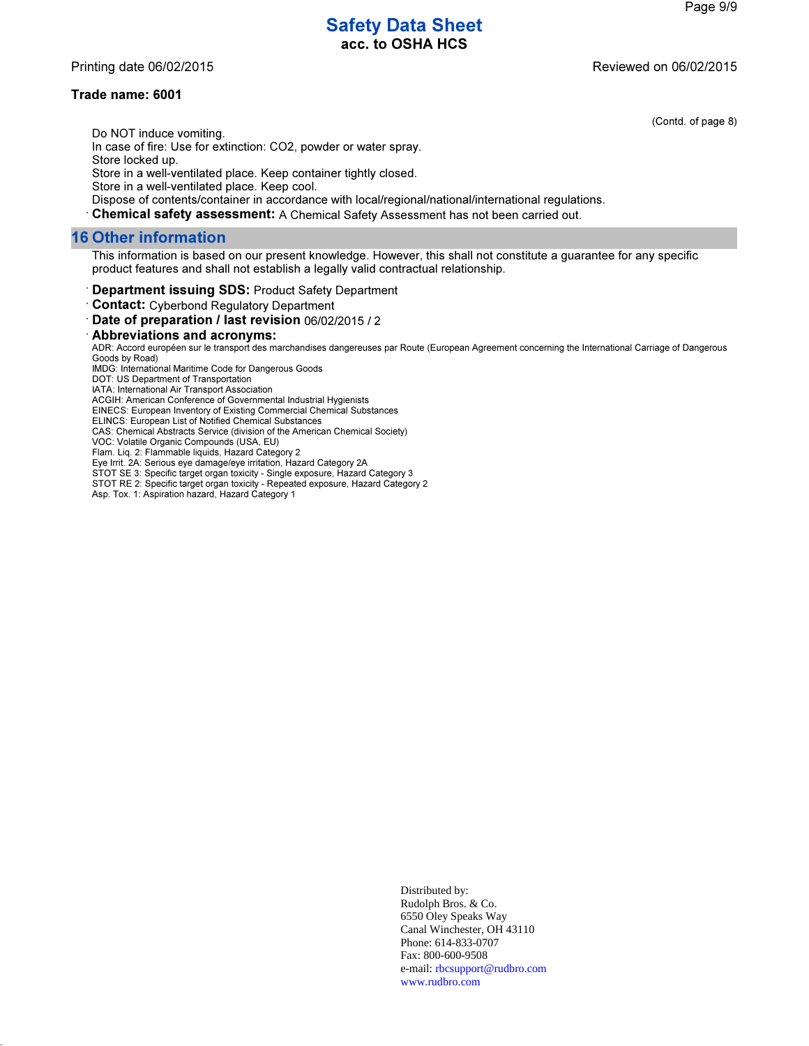**Trade name: 6001**

(Contd. of page 8)

Do NOT induce vomiting.
In case of fire: Use for extinction: $CO_2$, powder or water spray.
Store locked up.
Store in a well-ventilated place. Keep container tightly closed.
Store in a well-ventilated place. Keep cool.
Dispose of contents/container in accordance with local/regional/national/international regulations.

· **Chemical safety assessment:** A Chemical Safety Assessment has not been carried out.

## 16 Other information

This information is based on our present knowledge. However, this shall not constitute a guarantee for any specific product features and shall not establish a legally valid contractual relationship.

· **Department issuing SDS:** Product Safety Department
· **Contact:** Cyberbond Regulatory Department
· **Date of preparation / last revision** 06/02/2015 / 2
· **Abbreviations and acronyms:**

ADR: Accord européen sur le transport des marchandises dangereuses par Route (European Agreement concerning the International Carriage of Dangerous Goods by Road)
IMDG: International Maritime Code for Dangerous Goods
DOT: US Department of Transportation
IATA: International Air Transport Association
ACGIH: American Conference of Governmental Industrial Hygienists
EINECS: European Inventory of Existing Commercial Chemical Substances
ELINCS: European List of Notified Chemical Substances
CAS: Chemical Abstracts Service (division of the American Chemical Society)
VOC: Volatile Organic Compounds (USA, EU)
Flam. Liq. 2: Flammable liquids, Hazard Category 2
Eye Irrit. 2A: Serious eye damage/eye irritation, Hazard Category 2A
STOT SE 3: Specific target organ toxicity - Single exposure, Hazard Category 3
STOT RE 2: Specific target organ toxicity - Repeated exposure, Hazard Category 2
Asp. Tox. 1: Aspiration hazard, Hazard Category 1

Distributed by:
Rudolph Bros. & Co.
6550 Oley Speaks Way
Canal Winchester, OH 43110
Phone: 614-833-0707
Fax: 800-600-9508
e-mail: rbcsupport@rudbro.com
www.rudbro.com